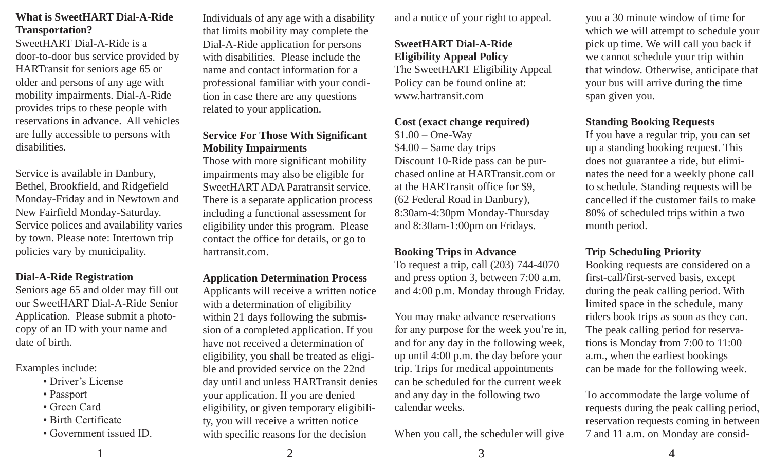**What is SweetHART Dial-A-Ride Transportation?**

SweetHART Dial-A-Ride is a door-to-door bus service provided by HARTransit for seniors age 65 or older and persons of any age with mobility impairments. Dial-A-Ride provides trips to these people with reservations in advance. All vehicles are fully accessible to persons with disabilities.

Service is available in Danbury, Bethel, Brookfield, and Ridgefield Monday-Friday and in Newtown and New Fairfield Monday-Saturday. Service polices and availability varies by town. Please note: Intertown trip policies vary by municipality.

**Dial-A-Ride Registration**

Seniors age 65 and older may fill out our SweetHART Dial-A-Ride Senior Application. Please submit a photocopy of an ID with your name and date of birth.

Examples include:

- Driver's License
- Passport
- Green Card
- Birth Certificate
- Government issued ID.

Individuals of any age with a disability that limits mobility may complete the Dial-A-Ride application for persons with disabilities. Please include the name and contact information for a professional familiar with your condition in case there are any questions related to your application.

**Service For Those With Significant Mobility Impairments**

Those with more significant mobility impairments may also be eligible for SweetHART ADA Paratransit service. There is a separate application process including a functional assessment for eligibility under this program. Please contact the office for details, or go to hartransit.com.

**Application Determination Process**

Applicants will receive a written notice with a determination of eligibility within 21 days following the submission of a completed application. If you have not received a determination of eligibility, you shall be treated as eligible and provided service on the 22nd day until and unless HARTransit denies your application. If you are denied eligibility, or given temporary eligibility, you will receive a written notice with specific reasons for the decision and a notice of your right to appeal.

**SweetHART Dial-A-Ride Eligibility Appeal Policy**

The SweetHART Eligibility Appeal Policy can be found online at: www.hartransit.com

**Cost (exact change required)**

$1.00 – One-Way
$4.00 – Same day trips
Discount 10-Ride pass can be purchased online at HARTransit.com or at the HARTransit office for $9, (62 Federal Road in Danbury), 8:30am-4:30pm Monday-Thursday and 8:30am-1:00pm on Fridays.

**Booking Trips in Advance**

To request a trip, call (203) 744-4070 and press option 3, between 7:00 a.m. and 4:00 p.m. Monday through Friday.

You may make advance reservations for any purpose for the week you're in, and for any day in the following week, up until 4:00 p.m. the day before your trip. Trips for medical appointments can be scheduled for the current week and any day in the following two calendar weeks.

When you call, the scheduler will give you a 30 minute window of time for which we will attempt to schedule your pick up time. We will call you back if we cannot schedule your trip within that window. Otherwise, anticipate that your bus will arrive during the time span given you.

**Standing Booking Requests**

If you have a regular trip, you can set up a standing booking request. This does not guarantee a ride, but eliminates the need for a weekly phone call to schedule. Standing requests will be cancelled if the customer fails to make 80% of scheduled trips within a two month period.

**Trip Scheduling Priority**

Booking requests are considered on a first-call/first-served basis, except during the peak calling period. With limited space in the schedule, many riders book trips as soon as they can. The peak calling period for reservations is Monday from 7:00 to 11:00 a.m., when the earliest bookings can be made for the following week.

To accommodate the large volume of requests during the peak calling period, reservation requests coming in between 7 and 11 a.m. on Monday are consid-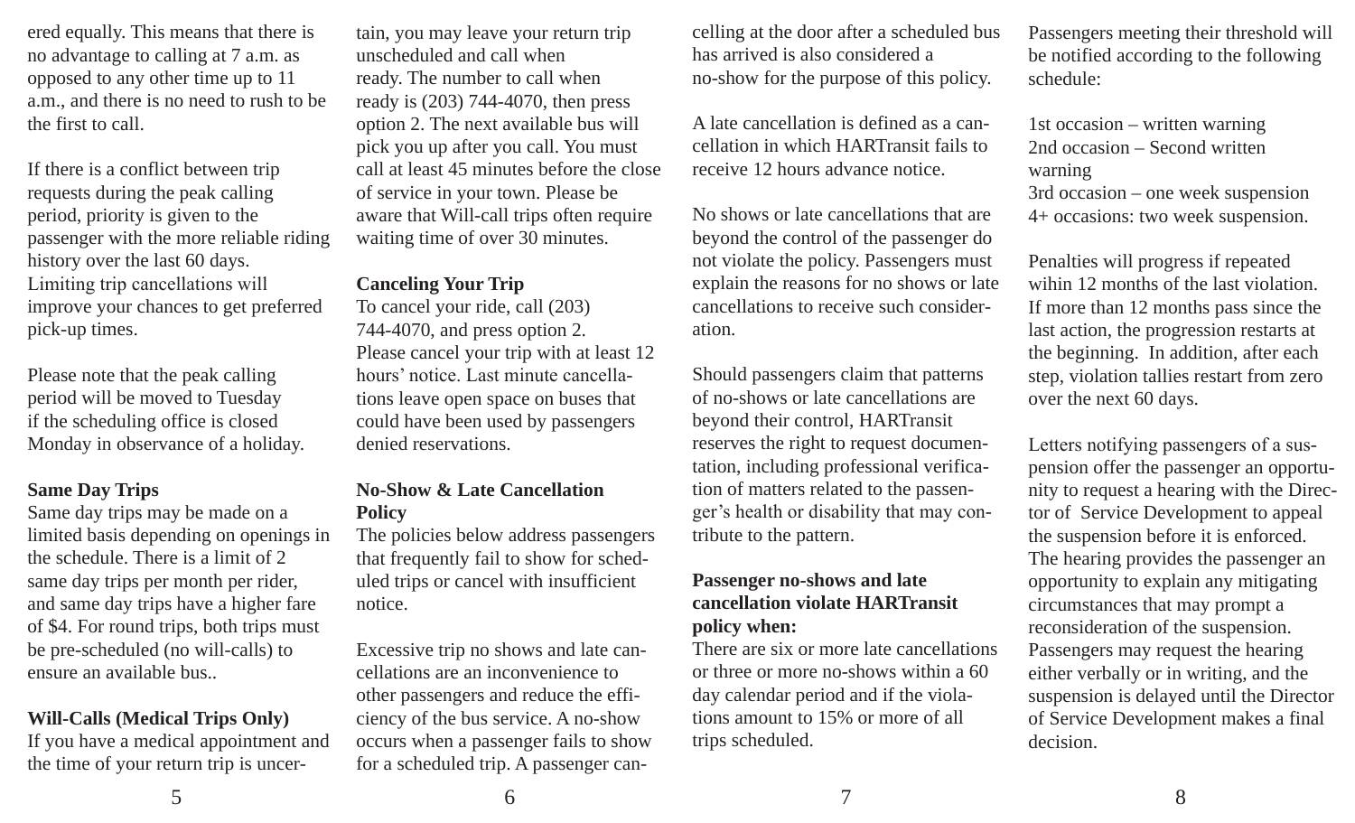ered equally. This means that there is no advantage to calling at 7 a.m. as opposed to any other time up to 11 a.m., and there is no need to rush to be the first to call.

If there is a conflict between trip requests during the peak calling period, priority is given to the passenger with the more reliable riding history over the last 60 days. Limiting trip cancellations will improve your chances to get preferred pick-up times.

Please note that the peak calling period will be moved to Tuesday if the scheduling office is closed Monday in observance of a holiday.

**Same Day Trips**
Same day trips may be made on a limited basis depending on openings in the schedule. There is a limit of 2 same day trips per month per rider, and same day trips have a higher fare of $4. For round trips, both trips must be pre-scheduled (no will-calls) to ensure an available bus..

**Will-Calls (Medical Trips Only)**
If you have a medical appointment and the time of your return trip is uncertain, you may leave your return trip unscheduled and call when ready. The number to call when ready is (203) 744-4070, then press option 2. The next available bus will pick you up after you call. You must call at least 45 minutes before the close of service in your town. Please be aware that Will-call trips often require waiting time of over 30 minutes.

**Canceling Your Trip**
To cancel your ride, call (203) 744-4070, and press option 2. Please cancel your trip with at least 12 hours' notice. Last minute cancellations leave open space on buses that could have been used by passengers denied reservations.

**No-Show & Late Cancellation Policy**
The policies below address passengers that frequently fail to show for scheduled trips or cancel with insufficient notice.

Excessive trip no shows and late cancellations are an inconvenience to other passengers and reduce the efficiency of the bus service. A no-show occurs when a passenger fails to show for a scheduled trip. A passenger canceling at the door after a scheduled bus has arrived is also considered a no-show for the purpose of this policy.

A late cancellation is defined as a cancellation in which HARTransit fails to receive 12 hours advance notice.

No shows or late cancellations that are beyond the control of the passenger do not violate the policy. Passengers must explain the reasons for no shows or late cancellations to receive such consideration.

Should passengers claim that patterns of no-shows or late cancellations are beyond their control, HARTransit reserves the right to request documentation, including professional verification of matters related to the passenger's health or disability that may contribute to the pattern.

**Passenger no-shows and late cancellation violate HARTransit policy when:**
There are six or more late cancellations or three or more no-shows within a 60 day calendar period and if the violations amount to 15% or more of all trips scheduled.

Passengers meeting their threshold will be notified according to the following schedule:

1st occasion – written warning
2nd occasion – Second written warning
3rd occasion – one week suspension
4+ occasions: two week suspension.

Penalties will progress if repeated within 12 months of the last violation. If more than 12 months pass since the last action, the progression restarts at the beginning. In addition, after each step, violation tallies restart from zero over the next 60 days.

Letters notifying passengers of a suspension offer the passenger an opportunity to request a hearing with the Director of Service Development to appeal the suspension before it is enforced. The hearing provides the passenger an opportunity to explain any mitigating circumstances that may prompt a reconsideration of the suspension. Passengers may request the hearing either verbally or in writing, and the suspension is delayed until the Director of Service Development makes a final decision.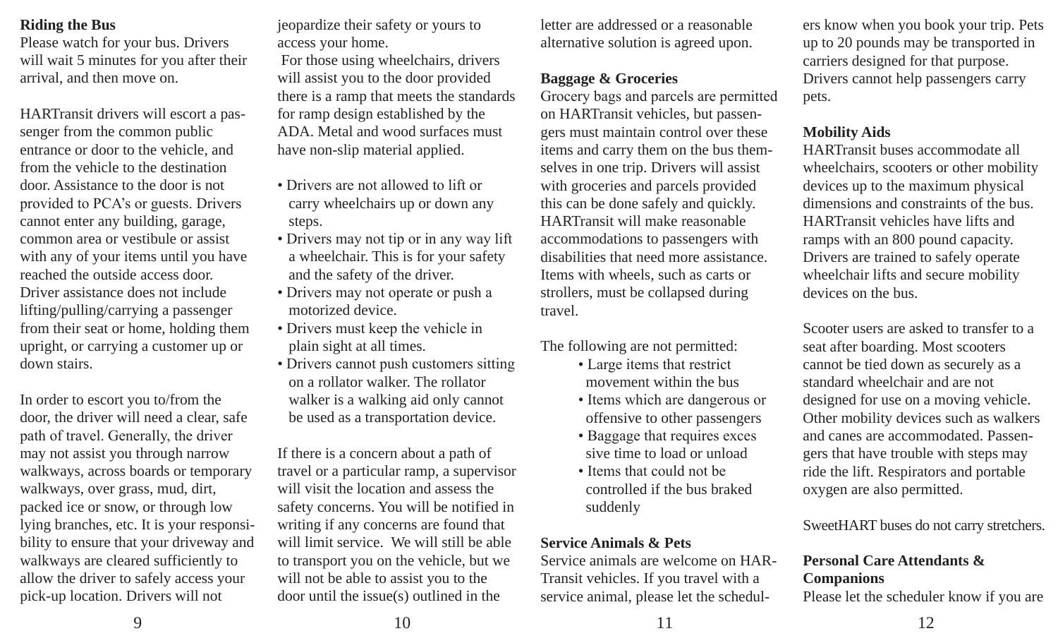**Riding the Bus**

Please watch for your bus. Drivers will wait 5 minutes for you after their arrival, and then move on.

HARTransit drivers will escort a passenger from the common public entrance or door to the vehicle, and from the vehicle to the destination door. Assistance to the door is not provided to PCA's or guests. Drivers cannot enter any building, garage, common area or vestibule or assist with any of your items until you have reached the outside access door. Driver assistance does not include lifting/pulling/carrying a passenger from their seat or home, holding them upright, or carrying a customer up or down stairs.

In order to escort you to/from the door, the driver will need a clear, safe path of travel. Generally, the driver may not assist you through narrow walkways, across boards or temporary walkways, over grass, mud, dirt, packed ice or snow, or through low lying branches, etc. It is your responsibility to ensure that your driveway and walkways are cleared sufficiently to allow the driver to safely access your pick-up location. Drivers will not jeopardize their safety or yours to access your home.

For those using wheelchairs, drivers will assist you to the door provided there is a ramp that meets the standards for ramp design established by the ADA. Metal and wood surfaces must have non-slip material applied.

- Drivers are not allowed to lift or carry wheelchairs up or down any steps.
- Drivers may not tip or in any way lift a wheelchair. This is for your safety and the safety of the driver.
- Drivers may not operate or push a motorized device.
- Drivers must keep the vehicle in plain sight at all times.
- Drivers cannot push customers sitting on a rollator walker. The rollator walker is a walking aid only cannot be used as a transportation device.

If there is a concern about a path of travel or a particular ramp, a supervisor will visit the location and assess the safety concerns. You will be notified in writing if any concerns are found that will limit service. We will still be able to transport you on the vehicle, but we will not be able to assist you to the door until the issue(s) outlined in the letter are addressed or a reasonable alternative solution is agreed upon.

**Baggage & Groceries**

Grocery bags and parcels are permitted on HARTransit vehicles, but passengers must maintain control over these items and carry them on the bus themselves in one trip. Drivers will assist with groceries and parcels provided this can be done safely and quickly. HARTransit will make reasonable accommodations to passengers with disabilities that need more assistance. Items with wheels, such as carts or strollers, must be collapsed during travel.

The following are not permitted:

- Large items that restrict movement within the bus
- Items which are dangerous or offensive to other passengers
- Baggage that requires excessive time to load or unload
- Items that could not be controlled if the bus braked suddenly

**Service Animals & Pets**

Service animals are welcome on HARTransit vehicles. If you travel with a service animal, please let the schedulers know when you book your trip. Pets up to 20 pounds may be transported in carriers designed for that purpose. Drivers cannot help passengers carry pets.

**Mobility Aids**

HARTransit buses accommodate all wheelchairs, scooters or other mobility devices up to the maximum physical dimensions and constraints of the bus. HARTransit vehicles have lifts and ramps with an 800 pound capacity. Drivers are trained to safely operate wheelchair lifts and secure mobility devices on the bus.

Scooter users are asked to transfer to a seat after boarding. Most scooters cannot be tied down as securely as a standard wheelchair and are not designed for use on a moving vehicle. Other mobility devices such as walkers and canes are accommodated. Passengers that have trouble with steps may ride the lift. Respirators and portable oxygen are also permitted.

SweetHART buses do not carry stretchers.

**Personal Care Attendants & Companions**

Please let the scheduler know if you are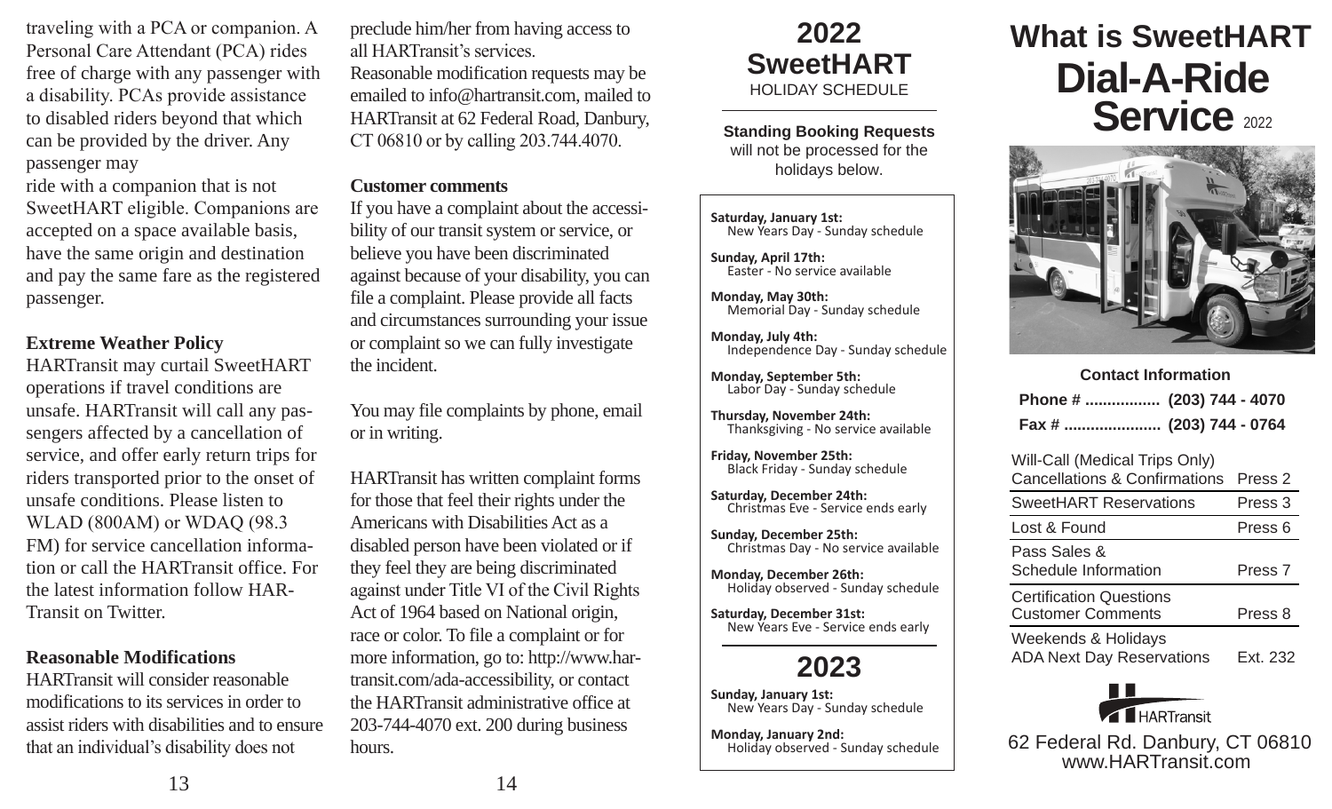traveling with a PCA or companion. A Personal Care Attendant (PCA) rides free of charge with any passenger with a disability. PCAs provide assistance to disabled riders beyond that which can be provided by the driver. Any passenger may
ride with a companion that is not SweetHART eligible. Companions are accepted on a space available basis, have the same origin and destination and pay the same fare as the registered passenger.

**Extreme Weather Policy**

HARTransit may curtail SweetHART operations if travel conditions are unsafe. HARTransit will call any passengers affected by a cancellation of service, and offer early return trips for riders transported prior to the onset of unsafe conditions. Please listen to WLAD (800AM) or WDAQ (98.3 FM) for service cancellation information or call the HARTransit office. For the latest information follow HARTransit on Twitter.

**Reasonable Modifications**

HARTransit will consider reasonable modifications to its services in order to assist riders with disabilities and to ensure that an individual's disability does not preclude him/her from having access to all HARTransit's services.
Reasonable modification requests may be emailed to info@hartransit.com, mailed to HARTransit at 62 Federal Road, Danbury, CT 06810 or by calling 203.744.4070.

**Customer comments**

If you have a complaint about the accessibility of our transit system or service, or believe you have been discriminated against because of your disability, you can file a complaint. Please provide all facts and circumstances surrounding your issue or complaint so we can fully investigate the incident.

You may file complaints by phone, email or in writing.

HARTransit has written complaint forms for those that feel their rights under the Americans with Disabilities Act as a disabled person have been violated or if they feel they are being discriminated against under Title VI of the Civil Rights Act of 1964 based on National origin, race or color. To file a complaint or for more information, go to: http://www.hartransit.com/ada-accessibility, or contact the HARTransit administrative office at 203-744-4070 ext. 200 during business hours.

# 2022 SweetHART

HOLIDAY SCHEDULE

**Standing Booking Requests** will not be processed for the holidays below.

**Saturday, January 1st:**
New Years Day - Sunday schedule

**Sunday, April 17th:**
Easter - No service available

**Monday, May 30th:**
Memorial Day - Sunday schedule

**Monday, July 4th:**
Independence Day - Sunday schedule

**Monday, September 5th:**
Labor Day - Sunday schedule

**Thursday, November 24th:**
Thanksgiving - No service available

**Friday, November 25th:**
Black Friday - Sunday schedule

**Saturday, December 24th:**
Christmas Eve - Service ends early

**Sunday, December 25th:**
Christmas Day - No service available

**Monday, December 26th:**
Holiday observed - Sunday schedule

**Saturday, December 31st:**
New Years Eve - Service ends early

## 2023

**Sunday, January 1st:**
New Years Day - Sunday schedule

**Monday, January 2nd:**
Holiday observed - Sunday schedule

# What is SweetHART Dial-A-Ride Service 2022

**Contact Information**

**Phone # ................. (203) 744 - 4070**
**Fax # ...................... (203) 744 - 0764**

| | |
|---|---|
| Will-Call (Medical Trips Only) Cancellations & Confirmations | Press 2 |
| SweetHART Reservations | Press 3 |
| Lost & Found | Press 6 |
| Pass Sales & Schedule Information | Press 7 |
| Certification Questions Customer Comments | Press 8 |
| Weekends & Holidays ADA Next Day Reservations | Ext. 232 |

HARTransit

62 Federal Rd. Danbury, CT 06810
www.HARTransit.com